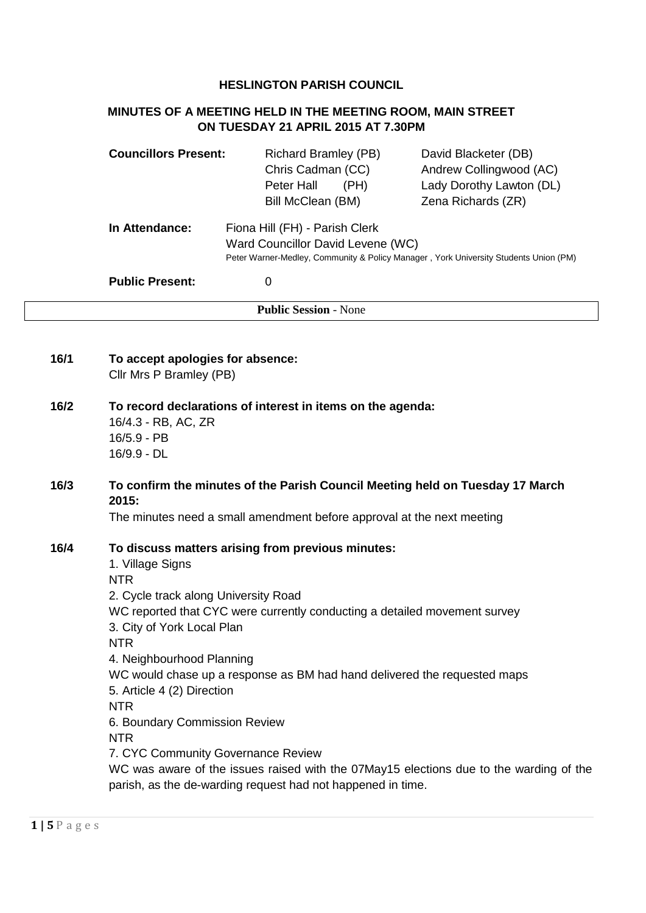# HESLINGTON PARISH COUNCIL

## MINUTES OF A MEETING HELD IN THE MEETING ROOM, MAIN STREET ON TUESDAY 21 APRIL 2015 AT 7.30PM

| **Councillors Present:** | Richard Bramley (PB) | David Blacketer (DB) |
|---|---|---|
| | Chris Cadman (CC) | Andrew Collingwood (AC) |
| | Peter Hall (PH) | Lady Dorothy Lawton (DL) |
| | Bill McClean (BM) | Zena Richards (ZR) |

**In Attendance:** Fiona Hill (FH) - Parish Clerk
Ward Councillor David Levene (WC)
Peter Warner-Medley, Community & Policy Manager , York University Students Union (PM)

**Public Present:** 0

**Public Session** - None

**16/1 To accept apologies for absence:**
Cllr Mrs P Bramley (PB)

**16/2 To record declarations of interest in items on the agenda:**
16/4.3 - RB, AC, ZR
16/5.9 - PB
16/9.9 - DL

**16/3 To confirm the minutes of the Parish Council Meeting held on Tuesday 17 March 2015:**
The minutes need a small amendment before approval at the next meeting

**16/4 To discuss matters arising from previous minutes:**

1. Village Signs
NTR
2. Cycle track along University Road
WC reported that CYC were currently conducting a detailed movement survey
3. City of York Local Plan
NTR
4. Neighbourhood Planning
WC would chase up a response as BM had hand delivered the requested maps
5. Article 4 (2) Direction
NTR
6. Boundary Commission Review
NTR
7. CYC Community Governance Review
WC was aware of the issues raised with the 07May15 elections due to the warding of the parish, as the de-warding request had not happened in time.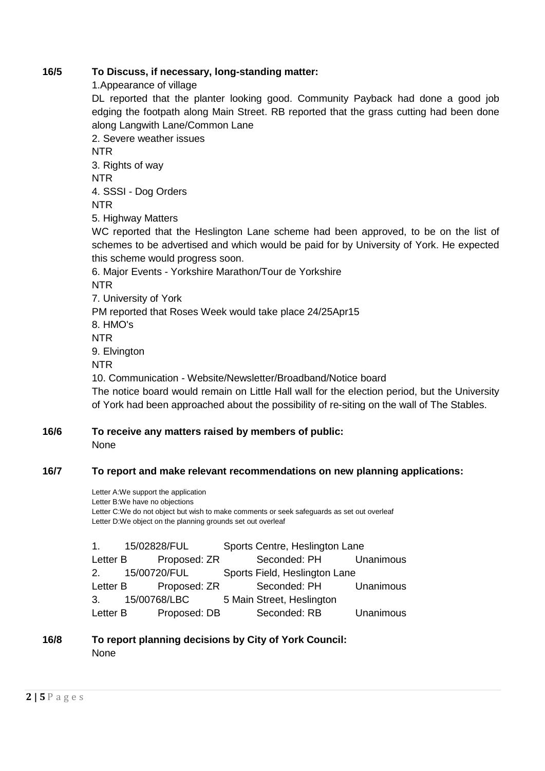**16/5 To Discuss, if necessary, long-standing matter:**

1.Appearance of village

DL reported that the planter looking good. Community Payback had done a good job edging the footpath along Main Street. RB reported that the grass cutting had been done along Langwith Lane/Common Lane

2. Severe weather issues

NTR

3. Rights of way

NTR

4. SSSI - Dog Orders

NTR

5. Highway Matters

WC reported that the Heslington Lane scheme had been approved, to be on the list of schemes to be advertised and which would be paid for by University of York. He expected this scheme would progress soon.

6. Major Events - Yorkshire Marathon/Tour de Yorkshire

NTR

7. University of York

PM reported that Roses Week would take place 24/25Apr15

8. HMO's

NTR

9. Elvington

NTR

10. Communication - Website/Newsletter/Broadband/Notice board

The notice board would remain on Little Hall wall for the election period, but the University of York had been approached about the possibility of re-siting on the wall of The Stables.

**16/6 To receive any matters raised by members of public:**

None

**16/7 To report and make relevant recommendations on new planning applications:**

Letter A:We support the application
Letter B:We have no objections
Letter C:We do not object but wish to make comments or seek safeguards as set out overleaf
Letter D:We object on the planning grounds set out overleaf

1. 15/02828/FUL Sports Centre, Heslington Lane
Letter B Proposed: ZR Seconded: PH Unanimous

2. 15/00720/FUL Sports Field, Heslington Lane
Letter B Proposed: ZR Seconded: PH Unanimous

3. 15/00768/LBC 5 Main Street, Heslington
Letter B Proposed: DB Seconded: RB Unanimous

**16/8 To report planning decisions by City of York Council:**

None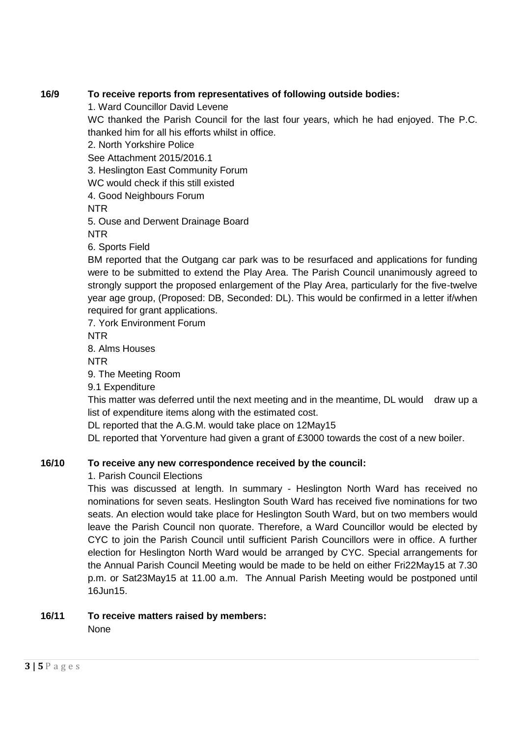**16/9 To receive reports from representatives of following outside bodies:**

1. Ward Councillor David Levene

WC thanked the Parish Council for the last four years, which he had enjoyed. The P.C. thanked him for all his efforts whilst in office.

2. North Yorkshire Police

See Attachment 2015/2016.1

3. Heslington East Community Forum

WC would check if this still existed

4. Good Neighbours Forum

NTR

5. Ouse and Derwent Drainage Board

NTR

6. Sports Field

BM reported that the Outgang car park was to be resurfaced and applications for funding were to be submitted to extend the Play Area. The Parish Council unanimously agreed to strongly support the proposed enlargement of the Play Area, particularly for the five-twelve year age group, (Proposed: DB, Seconded: DL). This would be confirmed in a letter if/when required for grant applications.

7. York Environment Forum

NTR

8. Alms Houses

NTR

9. The Meeting Room

9.1 Expenditure

This matter was deferred until the next meeting and in the meantime, DL would draw up a list of expenditure items along with the estimated cost.

DL reported that the A.G.M. would take place on 12May15

DL reported that Yorventure had given a grant of £3000 towards the cost of a new boiler.

**16/10 To receive any new correspondence received by the council:**

1. Parish Council Elections

This was discussed at length. In summary - Heslington North Ward has received no nominations for seven seats. Heslington South Ward has received five nominations for two seats. An election would take place for Heslington South Ward, but on two members would leave the Parish Council non quorate. Therefore, a Ward Councillor would be elected by CYC to join the Parish Council until sufficient Parish Councillors were in office. A further election for Heslington North Ward would be arranged by CYC. Special arrangements for the Annual Parish Council Meeting would be made to be held on either Fri22May15 at 7.30 p.m. or Sat23May15 at 11.00 a.m. The Annual Parish Meeting would be postponed until 16Jun15.

**16/11 To receive matters raised by members:**

None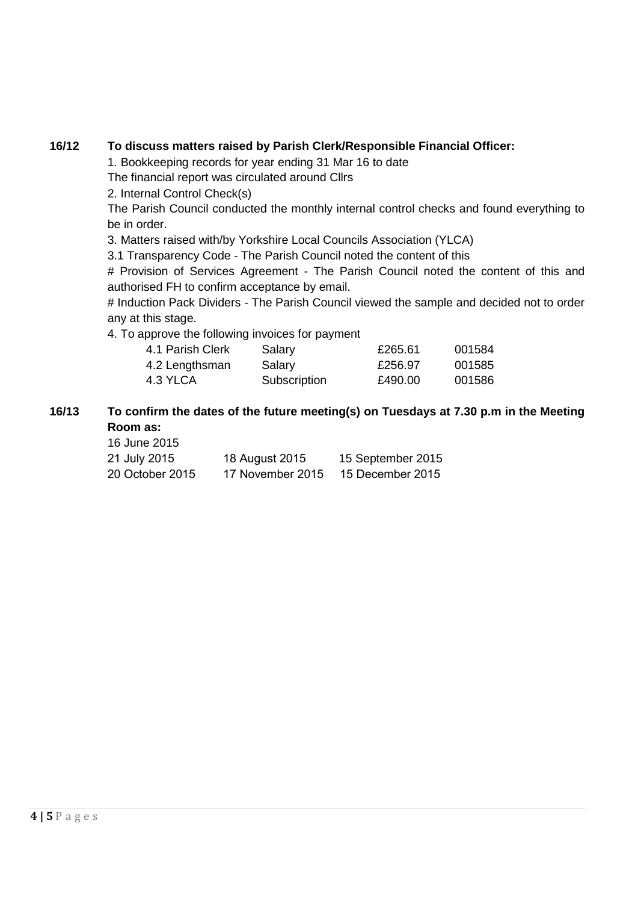**16/12 To discuss matters raised by Parish Clerk/Responsible Financial Officer:**

1. Bookkeeping records for year ending 31 Mar 16 to date

The financial report was circulated around Cllrs

2. Internal Control Check(s)

The Parish Council conducted the monthly internal control checks and found everything to be in order.

3. Matters raised with/by Yorkshire Local Councils Association (YLCA)

3.1 Transparency Code - The Parish Council noted the content of this

# Provision of Services Agreement - The Parish Council noted the content of this and authorised FH to confirm acceptance by email.

# Induction Pack Dividers - The Parish Council viewed the sample and decided not to order any at this stage.

4. To approve the following invoices for payment

| | | | |
|---|---|---|---|
| 4.1 Parish Clerk | Salary | £265.61 | 001584 |
| 4.2 Lengthsman | Salary | £256.97 | 001585 |
| 4.3 YLCA | Subscription | £490.00 | 001586 |

**16/13 To confirm the dates of the future meeting(s) on Tuesdays at 7.30 p.m in the Meeting Room as:**

16 June 2015

| | | |
|---|---|---|
| 21 July 2015 | 18 August 2015 | 15 September 2015 |
| 20 October 2015 | 17 November 2015 | 15 December 2015 |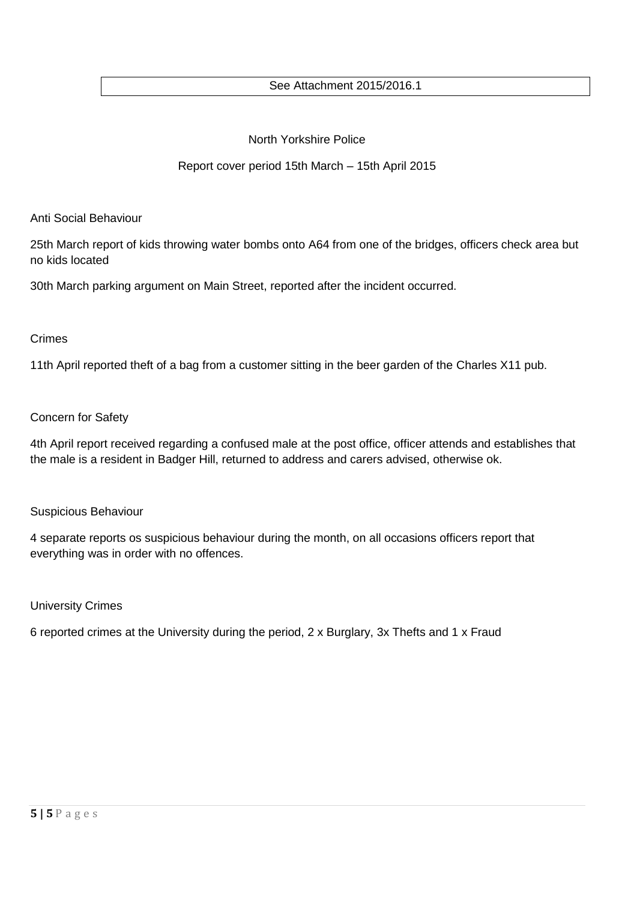See Attachment 2015/2016.1

North Yorkshire Police

Report cover period 15th March – 15th April 2015

Anti Social Behaviour

25th March report of kids throwing water bombs onto A64 from one of the bridges, officers check area but no kids located

30th March parking argument on Main Street, reported after the incident occurred.

Crimes

11th April reported theft of a bag from a customer sitting in the beer garden of the Charles X11 pub.

Concern for Safety

4th April report received regarding a confused male at the post office, officer attends and establishes that the male is a resident in Badger Hill, returned to address and carers advised, otherwise ok.

Suspicious Behaviour

4 separate reports os suspicious behaviour during the month, on all occasions officers report that everything was in order with no offences.

University Crimes

6 reported crimes at the University during the period, 2 x Burglary, 3x Thefts and 1 x Fraud